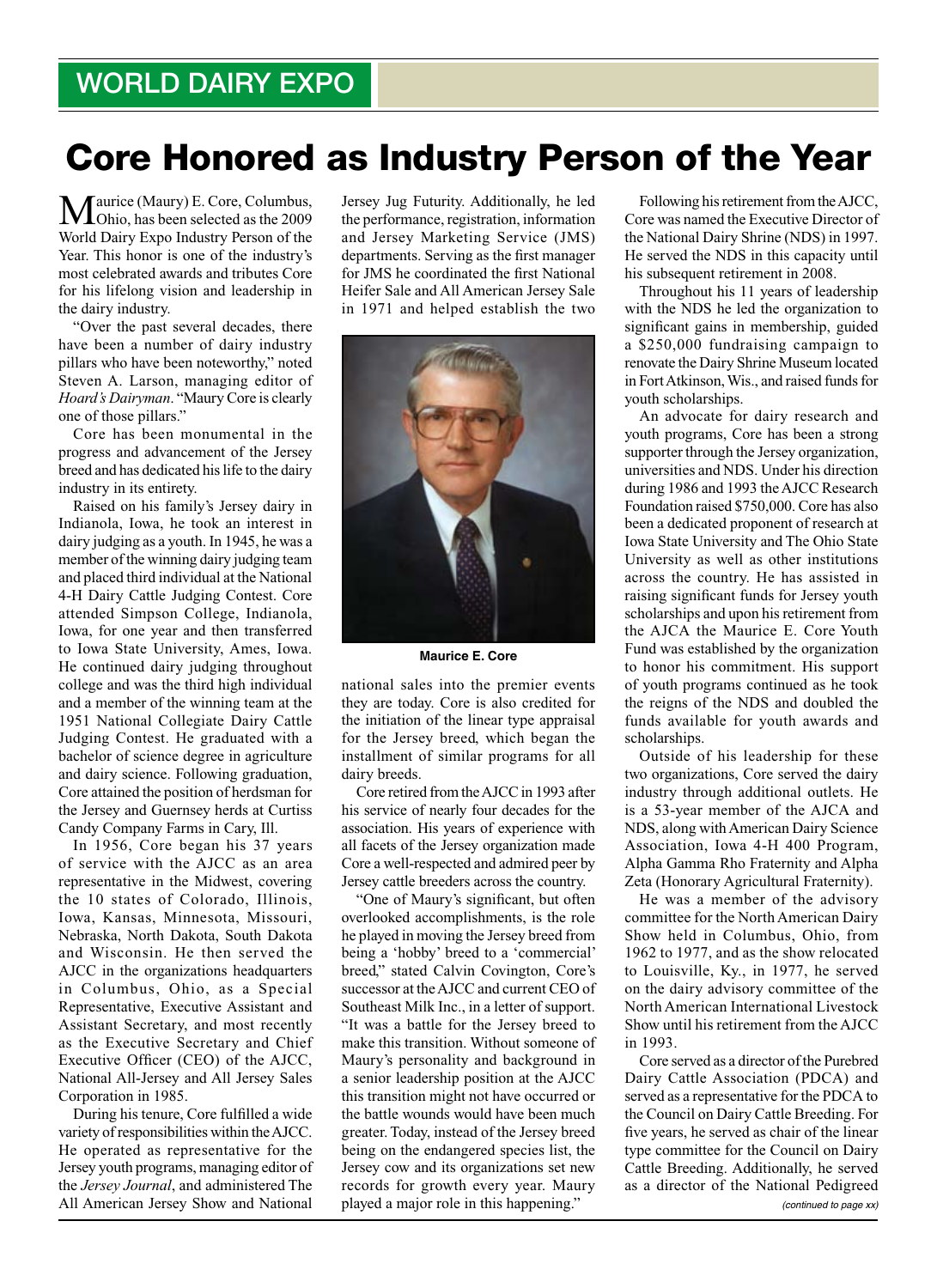WORLD DAIRY EXPO

# Core Honored as Industry Person of the Year

Maurice (Maury) E. Core, Columbus, Ohio, has been selected as the 2009 World Dairy Expo Industry Person of the Year. This honor is one of the industry's most celebrated awards and tributes Core for his lifelong vision and leadership in the dairy industry.

"Over the past several decades, there have been a number of dairy industry pillars who have been noteworthy," noted Steven A. Larson, managing editor of *Hoard's Dairyman*. "Maury Core is clearly one of those pillars."

Core has been monumental in the progress and advancement of the Jersey breed and has dedicated his life to the dairy industry in its entirety.

Raised on his family's Jersey dairy in Indianola, Iowa, he took an interest in dairy judging as a youth. In 1945, he was a member of the winning dairy judging team and placed third individual at the National 4-H Dairy Cattle Judging Contest. Core attended Simpson College, Indianola, Iowa, for one year and then transferred to Iowa State University, Ames, Iowa. He continued dairy judging throughout college and was the third high individual and a member of the winning team at the 1951 National Collegiate Dairy Cattle Judging Contest. He graduated with a bachelor of science degree in agriculture and dairy science. Following graduation, Core attained the position of herdsman for the Jersey and Guernsey herds at Curtiss Candy Company Farms in Cary, Ill.

In 1956, Core began his 37 years of service with the AJCC as an area representative in the Midwest, covering the 10 states of Colorado, Illinois, Iowa, Kansas, Minnesota, Missouri, Nebraska, North Dakota, South Dakota and Wisconsin. He then served the AJCC in the organizations headquarters in Columbus, Ohio, as a Special Representative, Executive Assistant and Assistant Secretary, and most recently as the Executive Secretary and Chief Executive Officer (CEO) of the AJCC, National All-Jersey and All Jersey Sales Corporation in 1985.

During his tenure, Core fulfilled a wide variety of responsibilities within the AJCC. He operated as representative for the Jersey youth programs, managing editor of the *Jersey Journal*, and administered The All American Jersey Show and National Jersey Jug Futurity. Additionally, he led the performance, registration, information and Jersey Marketing Service (JMS) departments. Serving as the first manager for JMS he coordinated the first National Heifer Sale and All American Jersey Sale in 1971 and helped establish the two national sales into the premier events they are today. Core is also credited for the initiation of the linear type appraisal for the Jersey breed, which began the installment of similar programs for all dairy breeds.

Maurice E. Core

Core retired from the AJCC in 1993 after his service of nearly four decades for the association. His years of experience with all facets of the Jersey organization made Core a well-respected and admired peer by Jersey cattle breeders across the country.

"One of Maury's significant, but often overlooked accomplishments, is the role he played in moving the Jersey breed from being a 'hobby' breed to a 'commercial' breed," stated Calvin Covington, Core's successor at the AJCC and current CEO of Southeast Milk Inc., in a letter of support. "It was a battle for the Jersey breed to make this transition. Without someone of Maury's personality and background in a senior leadership position at the AJCC this transition might not have occurred or the battle wounds would have been much greater. Today, instead of the Jersey breed being on the endangered species list, the Jersey cow and its organizations set new records for growth every year. Maury played a major role in this happening."

Following his retirement from the AJCC, Core was named the Executive Director of the National Dairy Shrine (NDS) in 1997. He served the NDS in this capacity until his subsequent retirement in 2008.

Throughout his 11 years of leadership with the NDS he led the organization to significant gains in membership, guided a $250,000 fundraising campaign to renovate the Dairy Shrine Museum located in Fort Atkinson, Wis., and raised funds for youth scholarships.

An advocate for dairy research and youth programs, Core has been a strong supporter through the Jersey organization, universities and NDS. Under his direction during 1986 and 1993 the AJCC Research Foundation raised $750,000. Core has also been a dedicated proponent of research at Iowa State University and The Ohio State University as well as other institutions across the country. He has assisted in raising significant funds for Jersey youth scholarships and upon his retirement from the AJCC the Maurice E. Core Youth Fund was established by the organization to honor his commitment. His support of youth programs continued as he took the reigns of the NDS and doubled the funds available for youth awards and scholarships.

Outside of his leadership for these two organizations, Core served the dairy industry through additional outlets. He is a 53-year member of the AJCA and NDS, along with American Dairy Science Association, Iowa 4-H 400 Program, Alpha Gamma Rho Fraternity and Alpha Zeta (Honorary Agricultural Fraternity).

He was a member of the advisory committee for the North American Dairy Show held in Columbus, Ohio, from 1962 to 1977, and as the show relocated to Louisville, Ky., in 1977, he served on the dairy advisory committee of the North American International Livestock Show until his retirement from the AJCC in 1993.

Core served as a director of the Purebred Dairy Cattle Association (PDCA) and served as a representative for the PDCA to the Council on Dairy Cattle Breeding. For five years, he served as chair of the linear type committee for the Council on Dairy Cattle Breeding. Additionally, he served as a director of the National Pedigreed

*(continued to page xx)*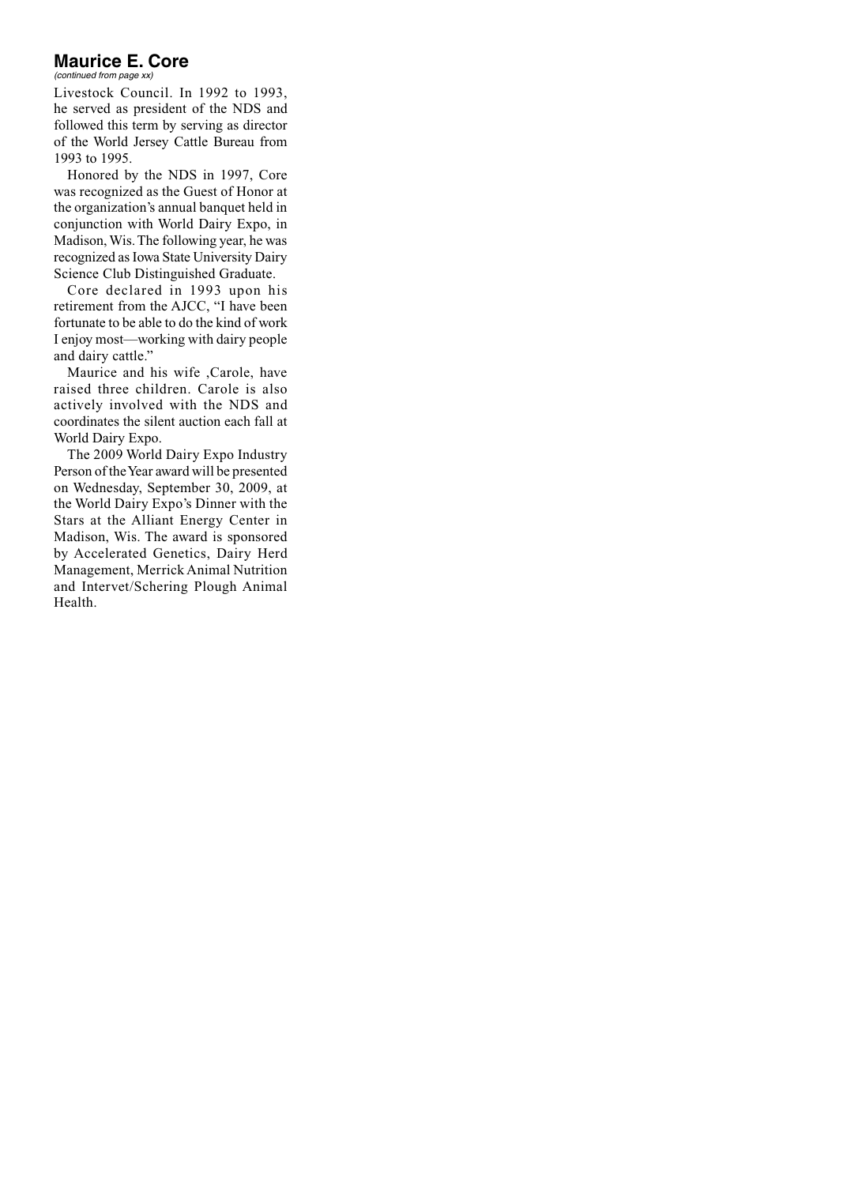## Maurice E. Core

*(continued from page xx)*

Livestock Council. In 1992 to 1993, he served as president of the NDS and followed this term by serving as director of the World Jersey Cattle Bureau from 1993 to 1995.

Honored by the NDS in 1997, Core was recognized as the Guest of Honor at the organization's annual banquet held in conjunction with World Dairy Expo, in Madison, Wis. The following year, he was recognized as Iowa State University Dairy Science Club Distinguished Graduate.

Core declared in 1993 upon his retirement from the AJCC, "I have been fortunate to be able to do the kind of work I enjoy most—working with dairy people and dairy cattle."

Maurice and his wife ,Carole, have raised three children. Carole is also actively involved with the NDS and coordinates the silent auction each fall at World Dairy Expo.

The 2009 World Dairy Expo Industry Person of the Year award will be presented on Wednesday, September 30, 2009, at the World Dairy Expo's Dinner with the Stars at the Alliant Energy Center in Madison, Wis. The award is sponsored by Accelerated Genetics, Dairy Herd Management, Merrick Animal Nutrition and Intervet/Schering Plough Animal Health.